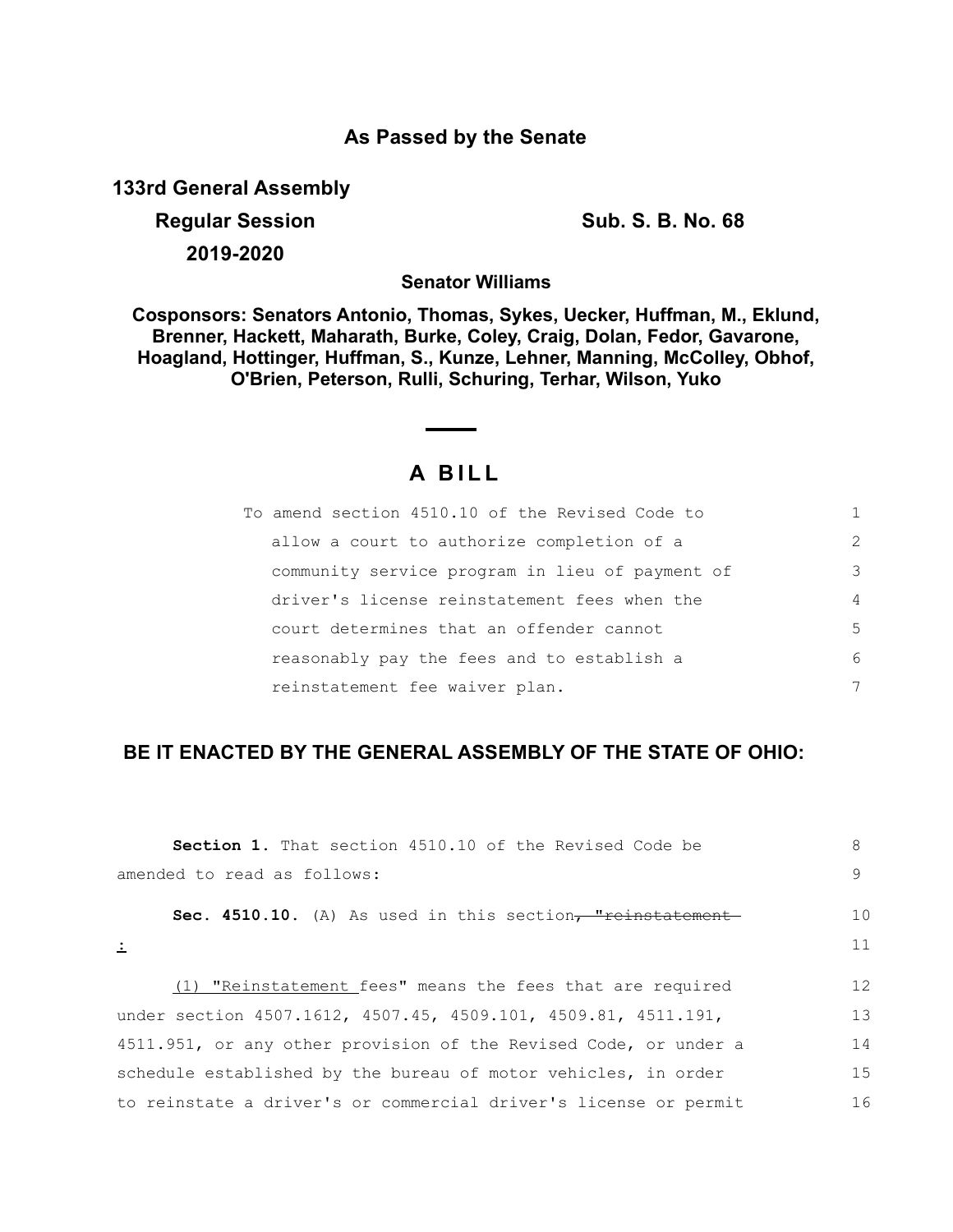# As Passed by the Senate

**133rd General Assembly**

**Regular Session** **Sub. S. B. No. 68**

**2019-2020**

**Senator Williams**

**Cosponsors: Senators Antonio, Thomas, Sykes, Uecker, Huffman, M., Eklund, Brenner, Hackett, Maharath, Burke, Coley, Craig, Dolan, Fedor, Gavarone, Hoagland, Hottinger, Huffman, S., Kunze, Lehner, Manning, McColley, Obhof, O'Brien, Peterson, Rulli, Schuring, Terhar, Wilson, Yuko**

## A BILL

To amend section 4510.10 of the Revised Code to allow a court to authorize completion of a community service program in lieu of payment of driver's license reinstatement fees when the court determines that an offender cannot reasonably pay the fees and to establish a reinstatement fee waiver plan.

**BE IT ENACTED BY THE GENERAL ASSEMBLY OF THE STATE OF OHIO:**

**Section 1.** That section 4510.10 of the Revised Code be amended to read as follows:

**Sec. 4510.10.** (A) As used in this section~~, "reinstatement~~ :

(1) "Reinstatement fees" means the fees that are required under section 4507.1612, 4507.45, 4509.101, 4509.81, 4511.191, 4511.951, or any other provision of the Revised Code, or under a schedule established by the bureau of motor vehicles, in order to reinstate a driver's or commercial driver's license or permit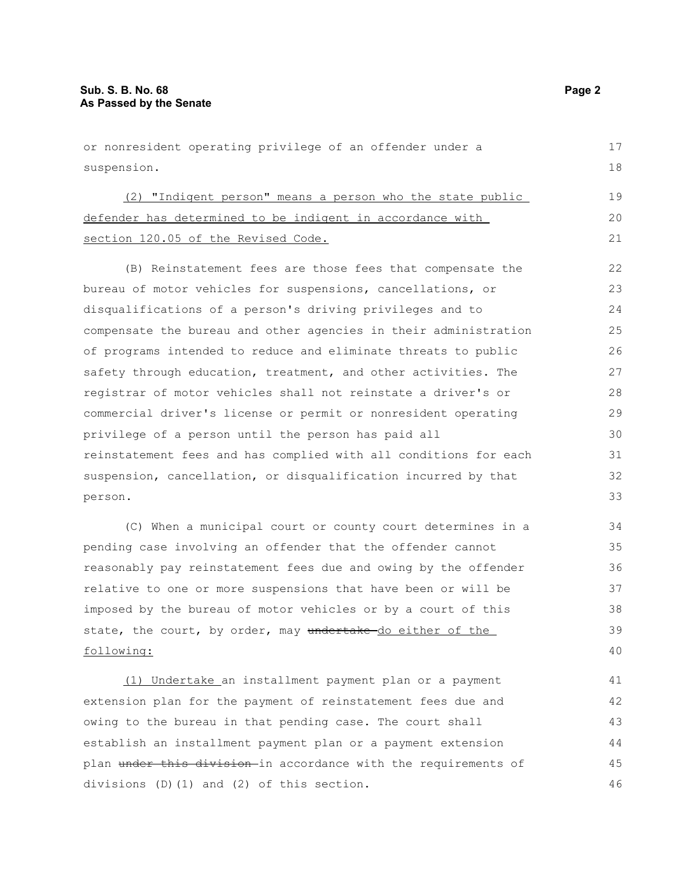or nonresident operating privilege of an offender under a suspension.

(2) "Indigent person" means a person who the state public defender has determined to be indigent in accordance with section 120.05 of the Revised Code.

(B) Reinstatement fees are those fees that compensate the bureau of motor vehicles for suspensions, cancellations, or disqualifications of a person's driving privileges and to compensate the bureau and other agencies in their administration of programs intended to reduce and eliminate threats to public safety through education, treatment, and other activities. The registrar of motor vehicles shall not reinstate a driver's or commercial driver's license or permit or nonresident operating privilege of a person until the person has paid all reinstatement fees and has complied with all conditions for each suspension, cancellation, or disqualification incurred by that person.

(C) When a municipal court or county court determines in a pending case involving an offender that the offender cannot reasonably pay reinstatement fees due and owing by the offender relative to one or more suspensions that have been or will be imposed by the bureau of motor vehicles or by a court of this state, the court, by order, may ~~undertake~~ do either of the following:

(1) Undertake an installment payment plan or a payment extension plan for the payment of reinstatement fees due and owing to the bureau in that pending case. The court shall establish an installment payment plan or a payment extension plan ~~under this division~~ in accordance with the requirements of divisions (D)(1) and (2) of this section.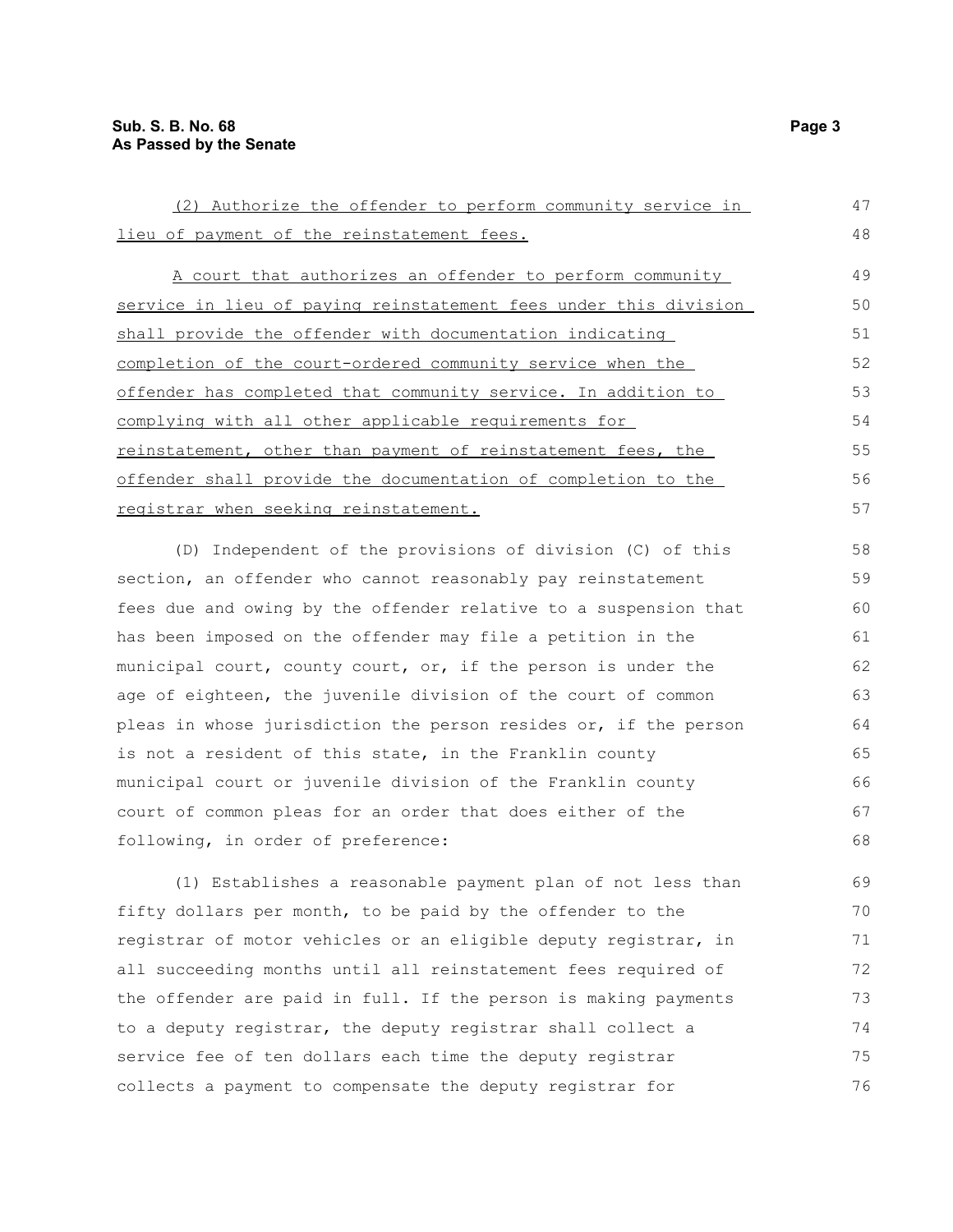(2) Authorize the offender to perform community service in lieu of payment of the reinstatement fees.

A court that authorizes an offender to perform community service in lieu of paying reinstatement fees under this division shall provide the offender with documentation indicating completion of the court-ordered community service when the offender has completed that community service. In addition to complying with all other applicable requirements for reinstatement, other than payment of reinstatement fees, the offender shall provide the documentation of completion to the registrar when seeking reinstatement.

(D) Independent of the provisions of division (C) of this section, an offender who cannot reasonably pay reinstatement fees due and owing by the offender relative to a suspension that has been imposed on the offender may file a petition in the municipal court, county court, or, if the person is under the age of eighteen, the juvenile division of the court of common pleas in whose jurisdiction the person resides or, if the person is not a resident of this state, in the Franklin county municipal court or juvenile division of the Franklin county court of common pleas for an order that does either of the following, in order of preference:

(1) Establishes a reasonable payment plan of not less than fifty dollars per month, to be paid by the offender to the registrar of motor vehicles or an eligible deputy registrar, in all succeeding months until all reinstatement fees required of the offender are paid in full. If the person is making payments to a deputy registrar, the deputy registrar shall collect a service fee of ten dollars each time the deputy registrar collects a payment to compensate the deputy registrar for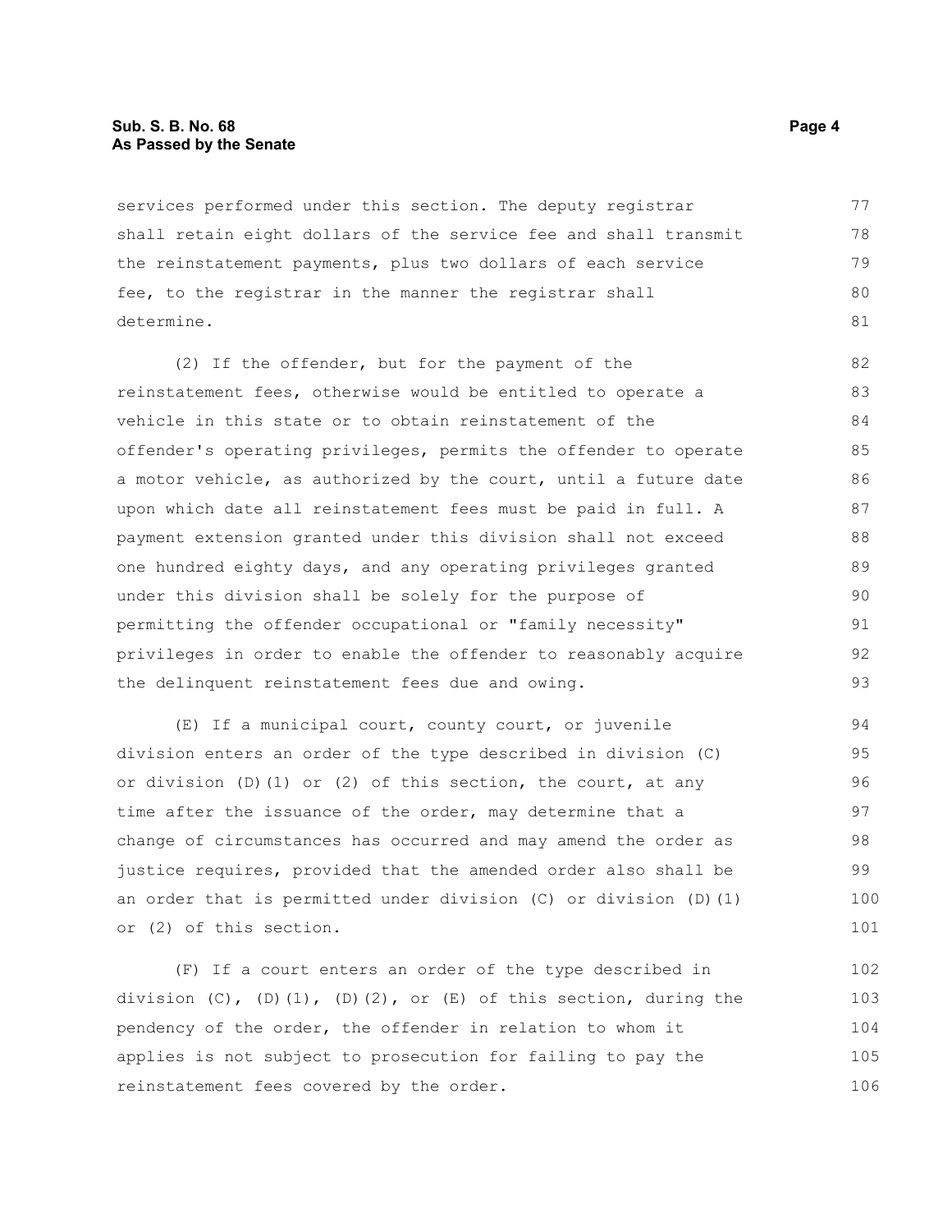services performed under this section. The deputy registrar shall retain eight dollars of the service fee and shall transmit the reinstatement payments, plus two dollars of each service fee, to the registrar in the manner the registrar shall determine.

(2) If the offender, but for the payment of the reinstatement fees, otherwise would be entitled to operate a vehicle in this state or to obtain reinstatement of the offender's operating privileges, permits the offender to operate a motor vehicle, as authorized by the court, until a future date upon which date all reinstatement fees must be paid in full. A payment extension granted under this division shall not exceed one hundred eighty days, and any operating privileges granted under this division shall be solely for the purpose of permitting the offender occupational or "family necessity" privileges in order to enable the offender to reasonably acquire the delinquent reinstatement fees due and owing.

(E) If a municipal court, county court, or juvenile division enters an order of the type described in division (C) or division (D)(1) or (2) of this section, the court, at any time after the issuance of the order, may determine that a change of circumstances has occurred and may amend the order as justice requires, provided that the amended order also shall be an order that is permitted under division (C) or division (D)(1) or (2) of this section.

(F) If a court enters an order of the type described in division (C), (D)(1), (D)(2), or (E) of this section, during the pendency of the order, the offender in relation to whom it applies is not subject to prosecution for failing to pay the reinstatement fees covered by the order.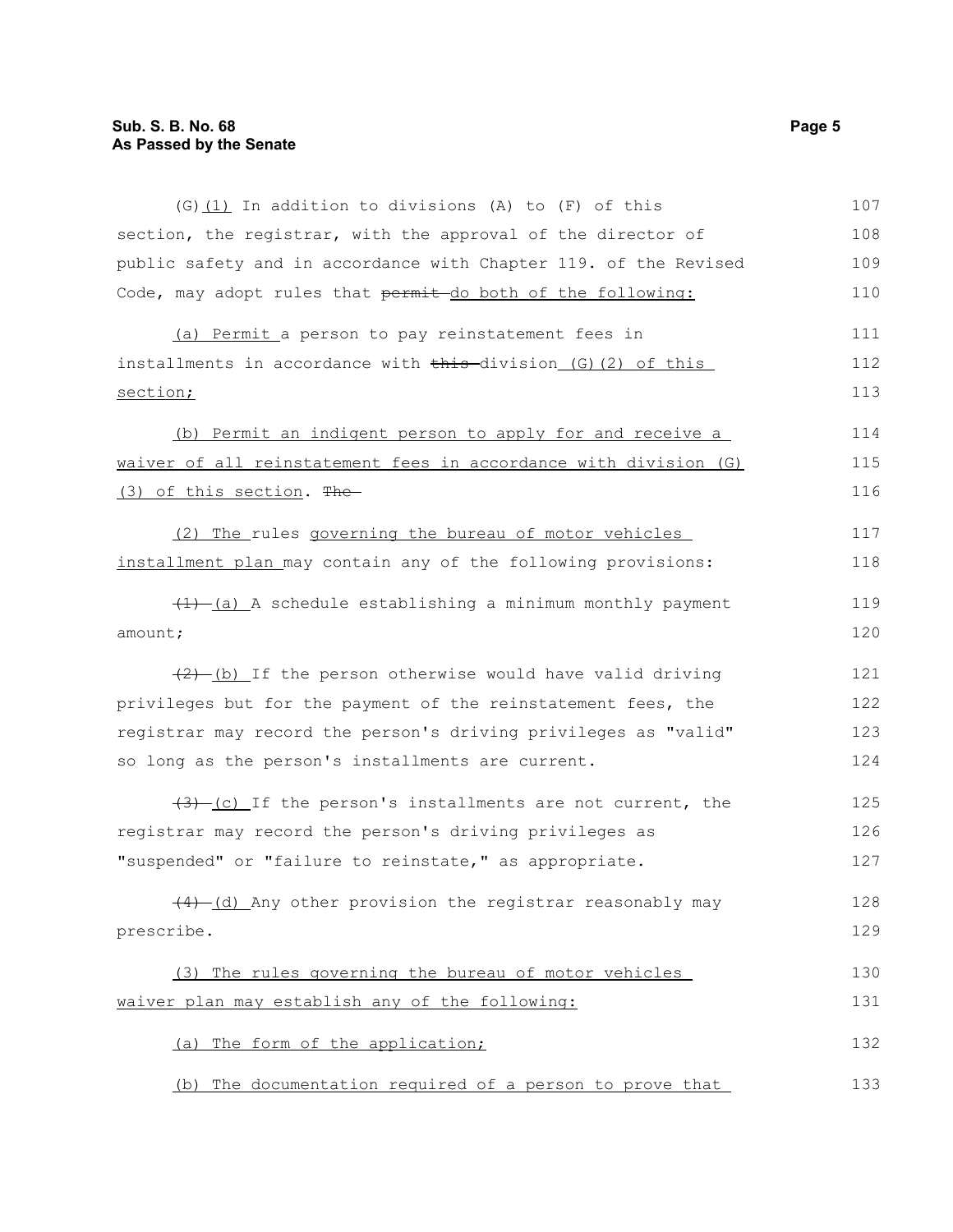(G)(1) In addition to divisions (A) to (F) of this section, the registrar, with the approval of the director of public safety and in accordance with Chapter 119. of the Revised Code, may adopt rules that ~~permit~~ do both of the following:

(a) Permit a person to pay reinstatement fees in installments in accordance with ~~this~~ division (G)(2) of this section;

(b) Permit an indigent person to apply for and receive a waiver of all reinstatement fees in accordance with division (G)(3) of this section. ~~The~~

(2) The rules governing the bureau of motor vehicles installment plan may contain any of the following provisions:

~~(1)~~ (a) A schedule establishing a minimum monthly payment amount;

~~(2)~~ (b) If the person otherwise would have valid driving privileges but for the payment of the reinstatement fees, the registrar may record the person's driving privileges as "valid" so long as the person's installments are current.

~~(3)~~ (c) If the person's installments are not current, the registrar may record the person's driving privileges as "suspended" or "failure to reinstate," as appropriate.

~~(4)~~ (d) Any other provision the registrar reasonably may prescribe.

(3) The rules governing the bureau of motor vehicles waiver plan may establish any of the following:

(a) The form of the application;

(b) The documentation required of a person to prove that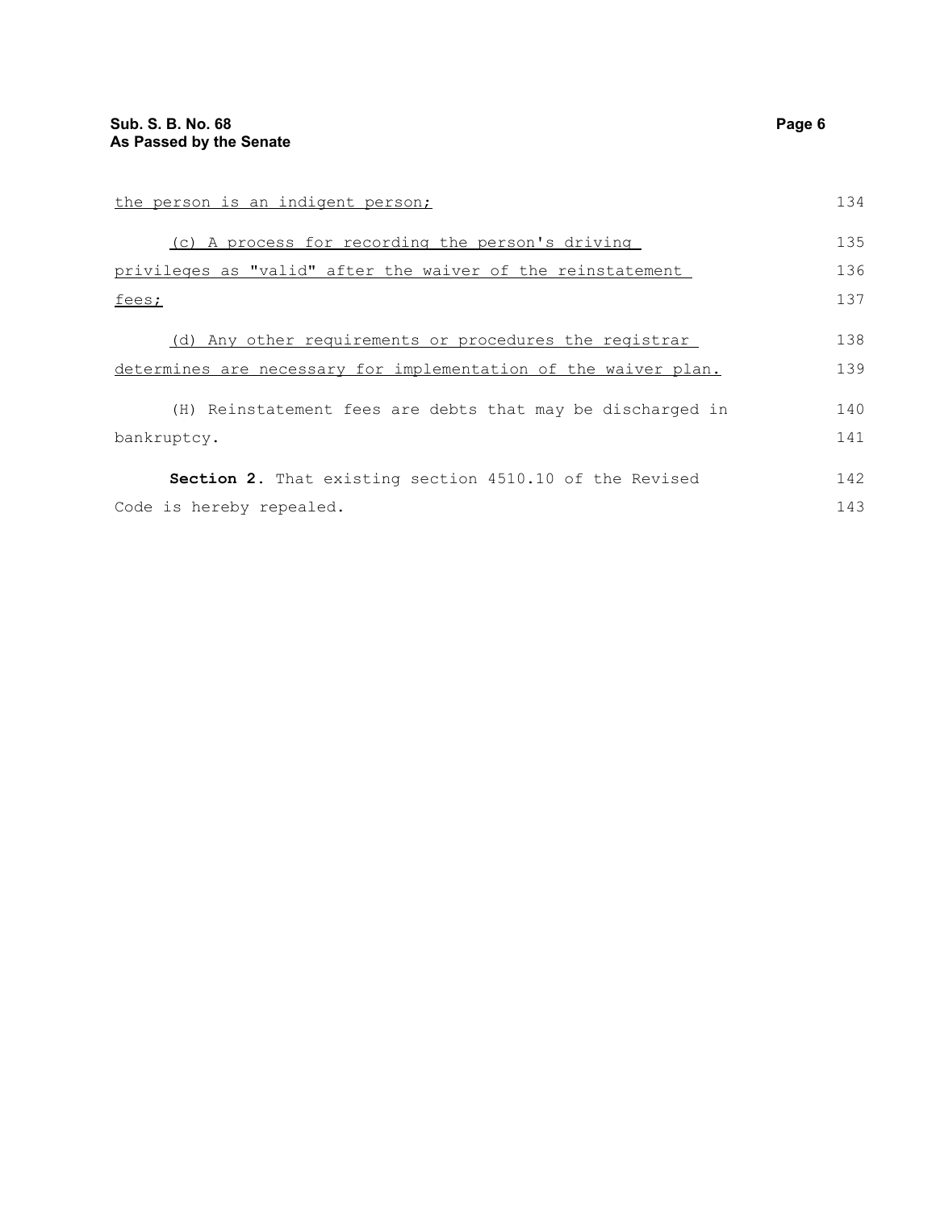the person is an indigent person;

(c) A process for recording the person's driving privileges as "valid" after the waiver of the reinstatement fees;

(d) Any other requirements or procedures the registrar determines are necessary for implementation of the waiver plan.

(H) Reinstatement fees are debts that may be discharged in bankruptcy.

**Section 2.** That existing section 4510.10 of the Revised Code is hereby repealed.